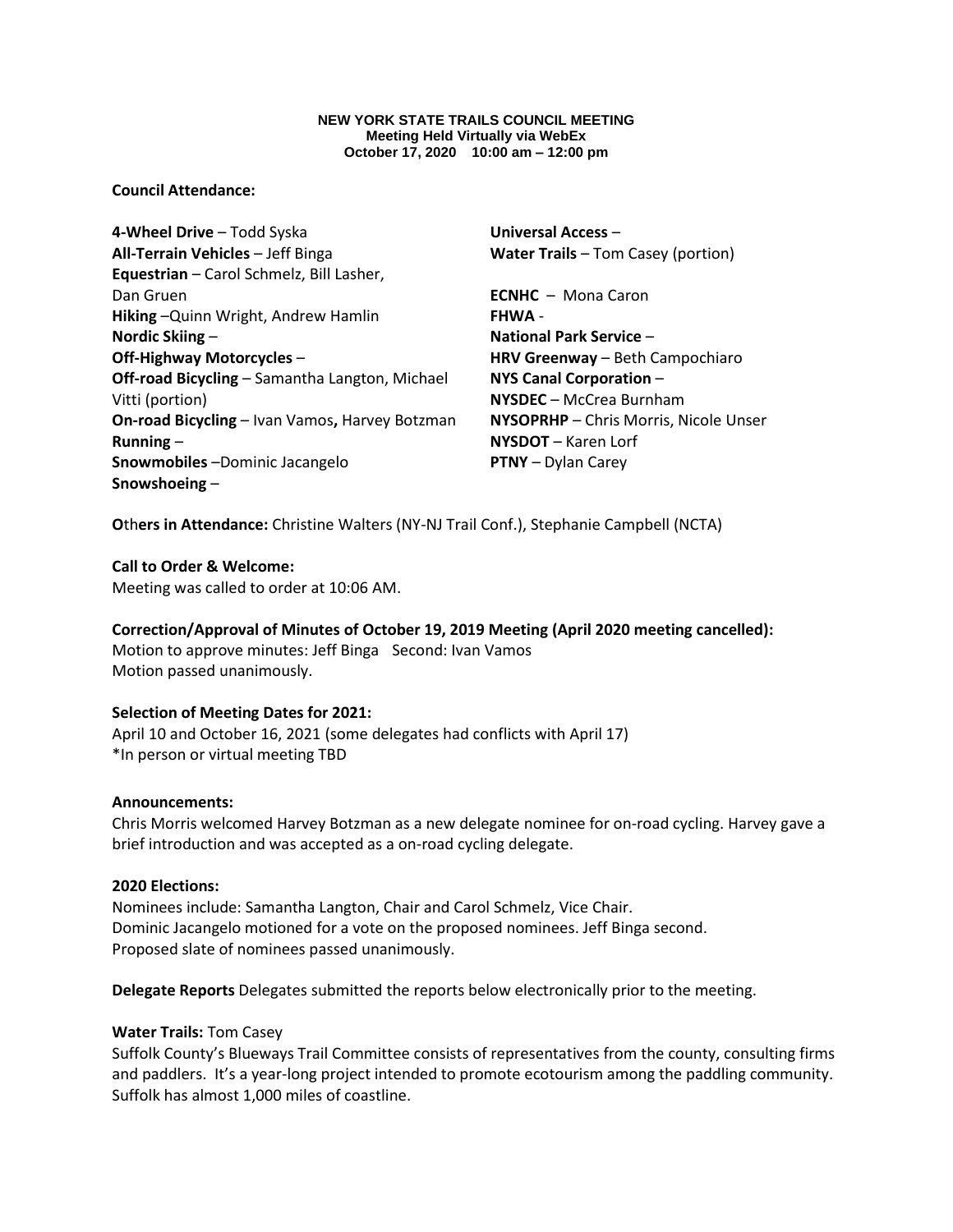# NEW YORK STATE TRAILS COUNCIL MEETING

**Meeting Held Virtually via WebEx**
**October 17, 2020 10:00 am – 12:00 pm**

**Council Attendance:**

**4-Wheel Drive** – Todd Syska
**All-Terrain Vehicles** – Jeff Binga
**Equestrian** – Carol Schmelz, Bill Lasher, Dan Gruen
**Hiking** –Quinn Wright, Andrew Hamlin
**Nordic Skiing** –
**Off-Highway Motorcycles** –
**Off-road Bicycling** – Samantha Langton, Michael Vitti (portion)
**On-road Bicycling** – Ivan Vamos**,** Harvey Botzman
**Running** –
**Snowmobiles** –Dominic Jacangelo
**Snowshoeing** –
**Universal Access** –
**Water Trails** – Tom Casey (portion)

**ECNHC** – Mona Caron
**FHWA** -
**National Park Service** –
**HRV Greenway** – Beth Campochiaro
**NYS Canal Corporation** –
**NYSDEC** – McCrea Burnham
**NYSOPRHP** – Chris Morris, Nicole Unser
**NYSDOT** – Karen Lorf
**PTNY** – Dylan Carey

**Others in Attendance:** Christine Walters (NY-NJ Trail Conf.), Stephanie Campbell (NCTA)

**Call to Order & Welcome:**
Meeting was called to order at 10:06 AM.

**Correction/Approval of Minutes of October 19, 2019 Meeting (April 2020 meeting cancelled):**
Motion to approve minutes: Jeff Binga Second: Ivan Vamos
Motion passed unanimously.

**Selection of Meeting Dates for 2021:**
April 10 and October 16, 2021 (some delegates had conflicts with April 17)
*In person or virtual meeting TBD

**Announcements:**
Chris Morris welcomed Harvey Botzman as a new delegate nominee for on-road cycling. Harvey gave a brief introduction and was accepted as a on-road cycling delegate.

**2020 Elections:**
Nominees include: Samantha Langton, Chair and Carol Schmelz, Vice Chair.
Dominic Jacangelo motioned for a vote on the proposed nominees. Jeff Binga second.
Proposed slate of nominees passed unanimously.

**Delegate Reports** Delegates submitted the reports below electronically prior to the meeting.

**Water Trails:** Tom Casey
Suffolk County's Blueways Trail Committee consists of representatives from the county, consulting firms and paddlers. It's a year-long project intended to promote ecotourism among the paddling community. Suffolk has almost 1,000 miles of coastline.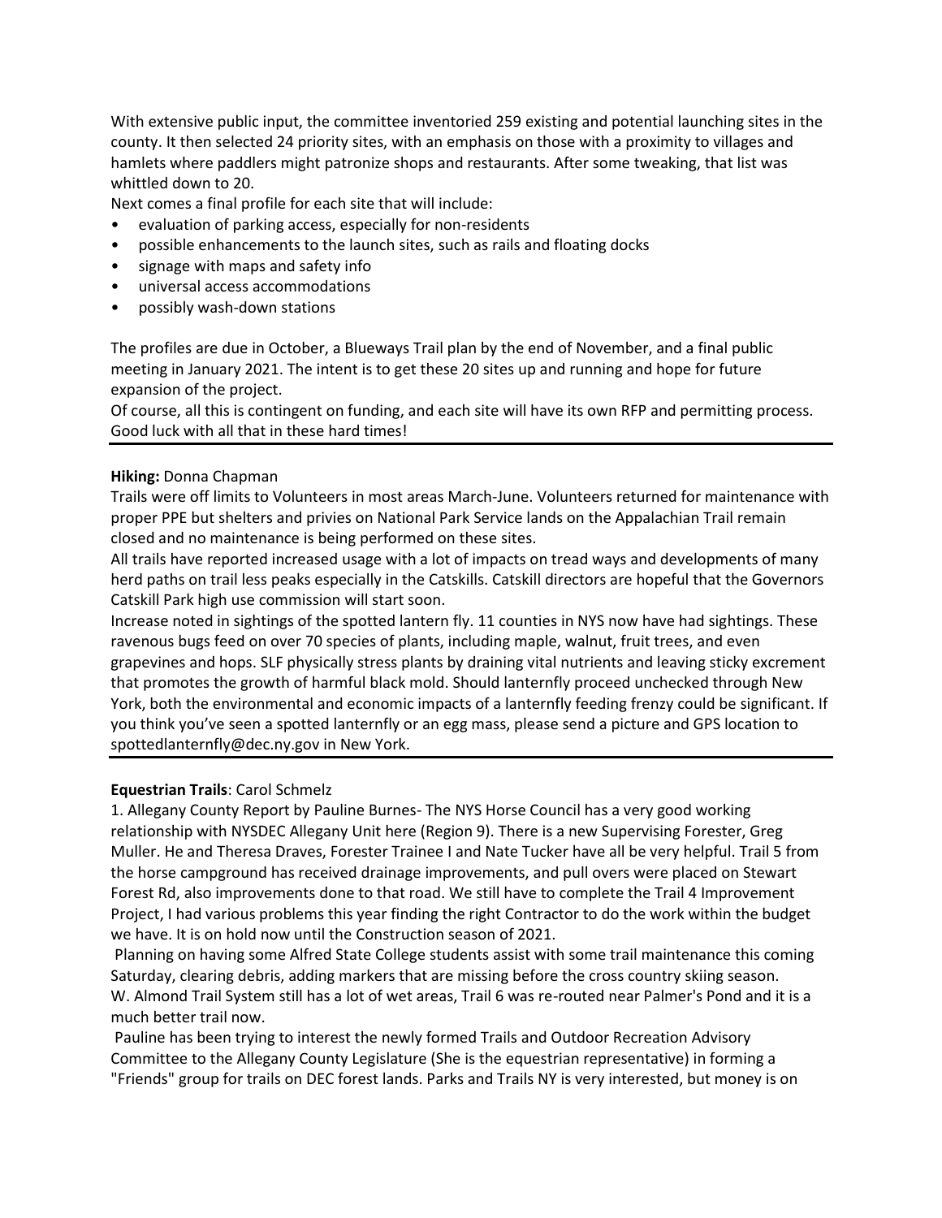With extensive public input, the committee inventoried 259 existing and potential launching sites in the county. It then selected 24 priority sites, with an emphasis on those with a proximity to villages and hamlets where paddlers might patronize shops and restaurants. After some tweaking, that list was whittled down to 20.

Next comes a final profile for each site that will include:

- evaluation of parking access, especially for non-residents
- possible enhancements to the launch sites, such as rails and floating docks
- signage with maps and safety info
- universal access accommodations
- possibly wash-down stations

The profiles are due in October, a Blueways Trail plan by the end of November, and a final public meeting in January 2021. The intent is to get these 20 sites up and running and hope for future expansion of the project.

Of course, all this is contingent on funding, and each site will have its own RFP and permitting process. Good luck with all that in these hard times!

---

**Hiking:** Donna Chapman

Trails were off limits to Volunteers in most areas March-June. Volunteers returned for maintenance with proper PPE but shelters and privies on National Park Service lands on the Appalachian Trail remain closed and no maintenance is being performed on these sites.

All trails have reported increased usage with a lot of impacts on tread ways and developments of many herd paths on trail less peaks especially in the Catskills. Catskill directors are hopeful that the Governors Catskill Park high use commission will start soon.

Increase noted in sightings of the spotted lantern fly. 11 counties in NYS now have had sightings. These ravenous bugs feed on over 70 species of plants, including maple, walnut, fruit trees, and even grapevines and hops. SLF physically stress plants by draining vital nutrients and leaving sticky excrement that promotes the growth of harmful black mold. Should lanternfly proceed unchecked through New York, both the environmental and economic impacts of a lanternfly feeding frenzy could be significant. If you think you've seen a spotted lanternfly or an egg mass, please send a picture and GPS location to spottedlanternfly@dec.ny.gov in New York.

---

**Equestrian Trails**: Carol Schmelz

1. Allegany County Report by Pauline Burnes- The NYS Horse Council has a very good working relationship with NYSDEC Allegany Unit here (Region 9). There is a new Supervising Forester, Greg Muller. He and Theresa Draves, Forester Trainee I and Nate Tucker have all be very helpful. Trail 5 from the horse campground has received drainage improvements, and pull overs were placed on Stewart Forest Rd, also improvements done to that road. We still have to complete the Trail 4 Improvement Project, I had various problems this year finding the right Contractor to do the work within the budget we have. It is on hold now until the Construction season of 2021.

Planning on having some Alfred State College students assist with some trail maintenance this coming Saturday, clearing debris, adding markers that are missing before the cross country skiing season.

W. Almond Trail System still has a lot of wet areas, Trail 6 was re-routed near Palmer's Pond and it is a much better trail now.

Pauline has been trying to interest the newly formed Trails and Outdoor Recreation Advisory Committee to the Allegany County Legislature (She is the equestrian representative) in forming a "Friends" group for trails on DEC forest lands. Parks and Trails NY is very interested, but money is on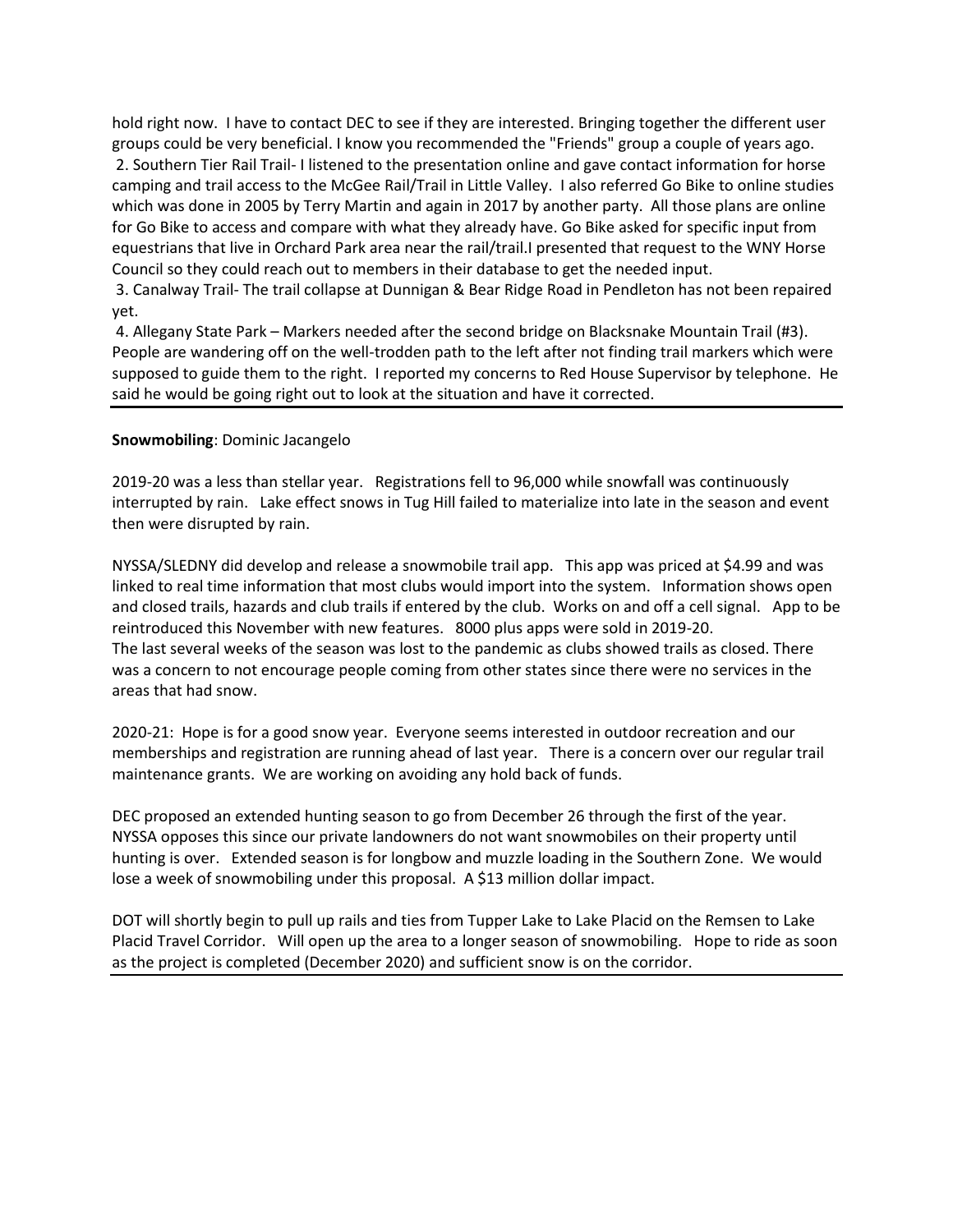hold right now. I have to contact DEC to see if they are interested. Bringing together the different user groups could be very beneficial. I know you recommended the "Friends" group a couple of years ago.

2. Southern Tier Rail Trail- I listened to the presentation online and gave contact information for horse camping and trail access to the McGee Rail/Trail in Little Valley. I also referred Go Bike to online studies which was done in 2005 by Terry Martin and again in 2017 by another party. All those plans are online for Go Bike to access and compare with what they already have. Go Bike asked for specific input from equestrians that live in Orchard Park area near the rail/trail.I presented that request to the WNY Horse Council so they could reach out to members in their database to get the needed input.

3. Canalway Trail- The trail collapse at Dunnigan & Bear Ridge Road in Pendleton has not been repaired yet.

4. Allegany State Park – Markers needed after the second bridge on Blacksnake Mountain Trail (#3). People are wandering off on the well-trodden path to the left after not finding trail markers which were supposed to guide them to the right. I reported my concerns to Red House Supervisor by telephone. He said he would be going right out to look at the situation and have it corrected.

---

**Snowmobiling**: Dominic Jacangelo

2019-20 was a less than stellar year. Registrations fell to 96,000 while snowfall was continuously interrupted by rain. Lake effect snows in Tug Hill failed to materialize into late in the season and event then were disrupted by rain.

NYSSA/SLEDNY did develop and release a snowmobile trail app. This app was priced at $4.99 and was linked to real time information that most clubs would import into the system. Information shows open and closed trails, hazards and club trails if entered by the club. Works on and off a cell signal. App to be reintroduced this November with new features. 8000 plus apps were sold in 2019-20.
The last several weeks of the season was lost to the pandemic as clubs showed trails as closed. There was a concern to not encourage people coming from other states since there were no services in the areas that had snow.

2020-21: Hope is for a good snow year. Everyone seems interested in outdoor recreation and our memberships and registration are running ahead of last year. There is a concern over our regular trail maintenance grants. We are working on avoiding any hold back of funds.

DEC proposed an extended hunting season to go from December 26 through the first of the year. NYSSA opposes this since our private landowners do not want snowmobiles on their property until hunting is over. Extended season is for longbow and muzzle loading in the Southern Zone. We would lose a week of snowmobiling under this proposal. A $13 million dollar impact.

DOT will shortly begin to pull up rails and ties from Tupper Lake to Lake Placid on the Remsen to Lake Placid Travel Corridor. Will open up the area to a longer season of snowmobiling. Hope to ride as soon as the project is completed (December 2020) and sufficient snow is on the corridor.

---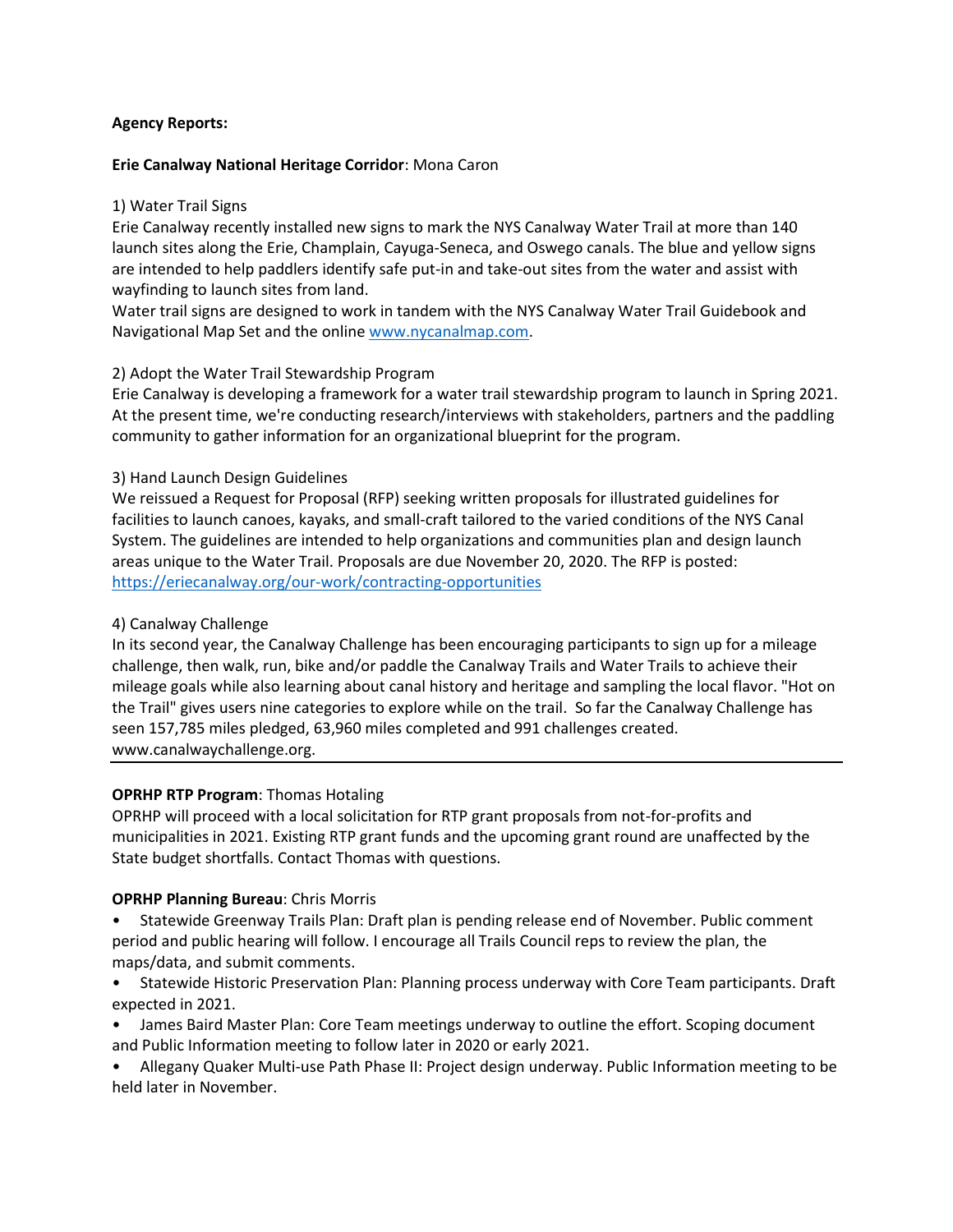**Agency Reports:**

**Erie Canalway National Heritage Corridor**: Mona Caron

1) Water Trail Signs
Erie Canalway recently installed new signs to mark the NYS Canalway Water Trail at more than 140 launch sites along the Erie, Champlain, Cayuga-Seneca, and Oswego canals. The blue and yellow signs are intended to help paddlers identify safe put-in and take-out sites from the water and assist with wayfinding to launch sites from land.
Water trail signs are designed to work in tandem with the NYS Canalway Water Trail Guidebook and Navigational Map Set and the online [www.nycanalmap.com](www.nycanalmap.com).

2) Adopt the Water Trail Stewardship Program
Erie Canalway is developing a framework for a water trail stewardship program to launch in Spring 2021. At the present time, we're conducting research/interviews with stakeholders, partners and the paddling community to gather information for an organizational blueprint for the program.

3) Hand Launch Design Guidelines
We reissued a Request for Proposal (RFP) seeking written proposals for illustrated guidelines for facilities to launch canoes, kayaks, and small-craft tailored to the varied conditions of the NYS Canal System. The guidelines are intended to help organizations and communities plan and design launch areas unique to the Water Trail. Proposals are due November 20, 2020. The RFP is posted: [https://eriecanalway.org/our-work/contracting-opportunities](https://eriecanalway.org/our-work/contracting-opportunities)

4) Canalway Challenge
In its second year, the Canalway Challenge has been encouraging participants to sign up for a mileage challenge, then walk, run, bike and/or paddle the Canalway Trails and Water Trails to achieve their mileage goals while also learning about canal history and heritage and sampling the local flavor. "Hot on the Trail" gives users nine categories to explore while on the trail. So far the Canalway Challenge has seen 157,785 miles pledged, 63,960 miles completed and 991 challenges created. www.canalwaychallenge.org.

---

**OPRHP RTP Program**: Thomas Hotaling
OPRHP will proceed with a local solicitation for RTP grant proposals from not-for-profits and municipalities in 2021. Existing RTP grant funds and the upcoming grant round are unaffected by the State budget shortfalls. Contact Thomas with questions.

**OPRHP Planning Bureau**: Chris Morris

- Statewide Greenway Trails Plan: Draft plan is pending release end of November. Public comment period and public hearing will follow. I encourage all Trails Council reps to review the plan, the maps/data, and submit comments.
- Statewide Historic Preservation Plan: Planning process underway with Core Team participants. Draft expected in 2021.
- James Baird Master Plan: Core Team meetings underway to outline the effort. Scoping document and Public Information meeting to follow later in 2020 or early 2021.
- Allegany Quaker Multi-use Path Phase II: Project design underway. Public Information meeting to be held later in November.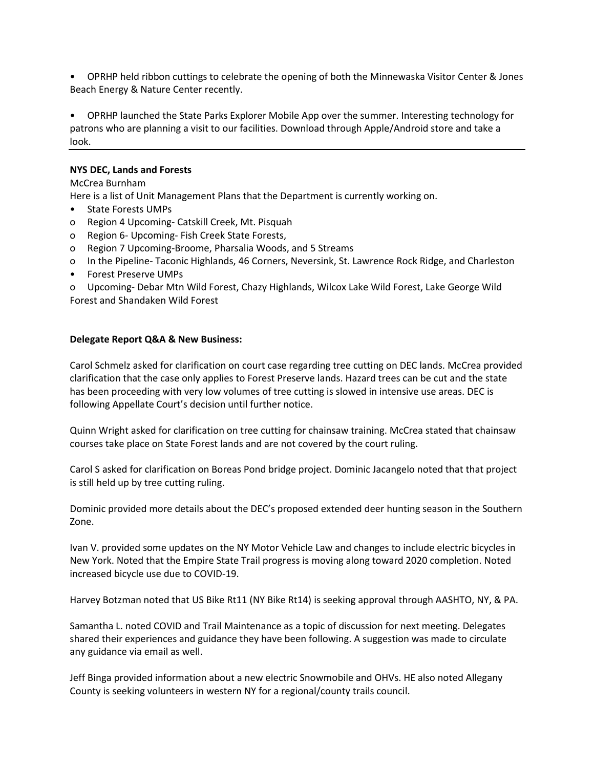- OPRHP held ribbon cuttings to celebrate the opening of both the Minnewaska Visitor Center & Jones Beach Energy & Nature Center recently.

- OPRHP launched the State Parks Explorer Mobile App over the summer. Interesting technology for patrons who are planning a visit to our facilities. Download through Apple/Android store and take a look.

---

**NYS DEC, Lands and Forests**

McCrea Burnham

Here is a list of Unit Management Plans that the Department is currently working on.

- State Forests UMPs
  - Region 4 Upcoming- Catskill Creek, Mt. Pisquah
  - Region 6- Upcoming- Fish Creek State Forests,
  - Region 7 Upcoming-Broome, Pharsalia Woods, and 5 Streams
  - In the Pipeline- Taconic Highlands, 46 Corners, Neversink, St. Lawrence Rock Ridge, and Charleston
- Forest Preserve UMPs
  - Upcoming- Debar Mtn Wild Forest, Chazy Highlands, Wilcox Lake Wild Forest, Lake George Wild Forest and Shandaken Wild Forest

**Delegate Report Q&A & New Business:**

Carol Schmelz asked for clarification on court case regarding tree cutting on DEC lands. McCrea provided clarification that the case only applies to Forest Preserve lands. Hazard trees can be cut and the state has been proceeding with very low volumes of tree cutting is slowed in intensive use areas. DEC is following Appellate Court's decision until further notice.

Quinn Wright asked for clarification on tree cutting for chainsaw training. McCrea stated that chainsaw courses take place on State Forest lands and are not covered by the court ruling.

Carol S asked for clarification on Boreas Pond bridge project. Dominic Jacangelo noted that that project is still held up by tree cutting ruling.

Dominic provided more details about the DEC's proposed extended deer hunting season in the Southern Zone.

Ivan V. provided some updates on the NY Motor Vehicle Law and changes to include electric bicycles in New York. Noted that the Empire State Trail progress is moving along toward 2020 completion. Noted increased bicycle use due to COVID-19.

Harvey Botzman noted that US Bike Rt11 (NY Bike Rt14) is seeking approval through AASHTO, NY, & PA.

Samantha L. noted COVID and Trail Maintenance as a topic of discussion for next meeting. Delegates shared their experiences and guidance they have been following. A suggestion was made to circulate any guidance via email as well.

Jeff Binga provided information about a new electric Snowmobile and OHVs. HE also noted Allegany County is seeking volunteers in western NY for a regional/county trails council.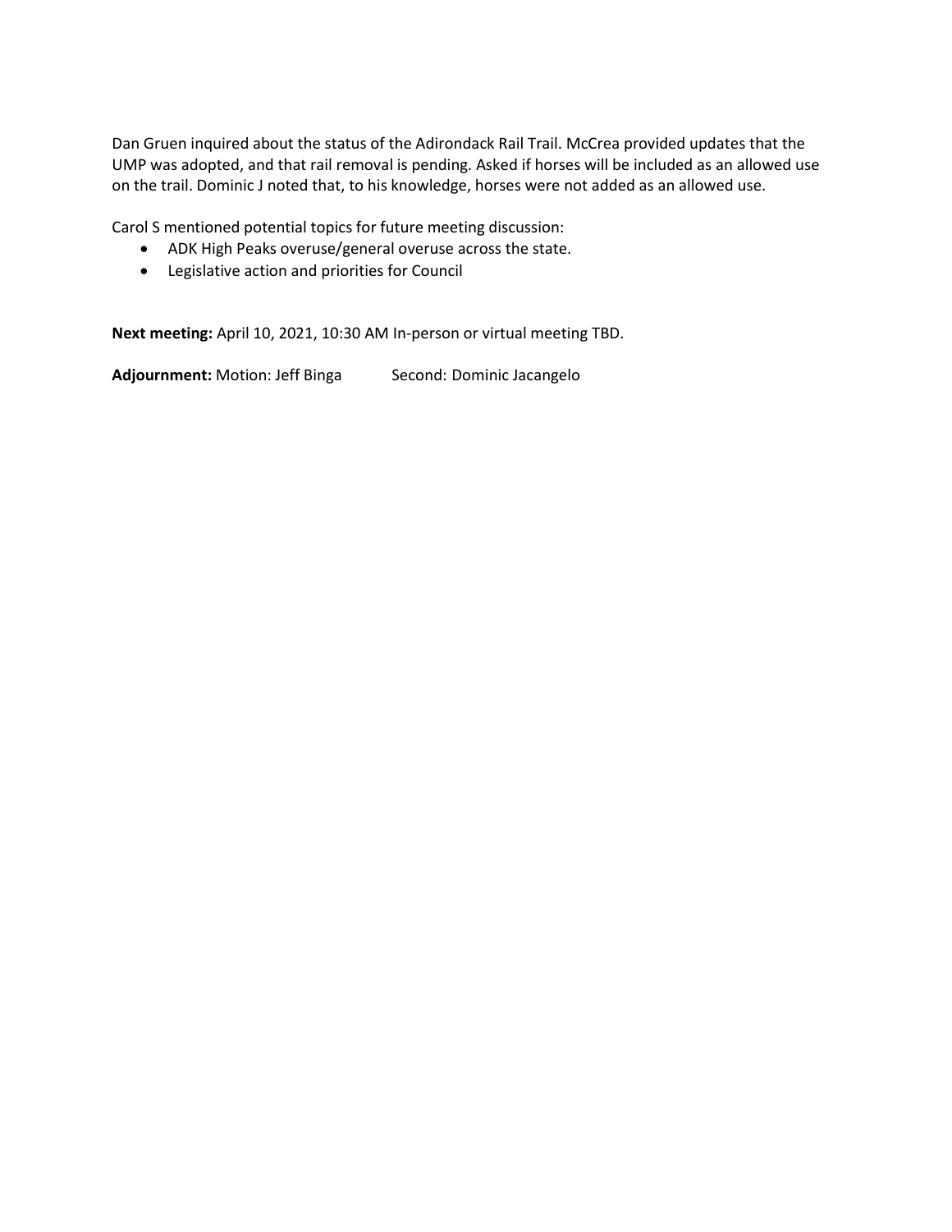Dan Gruen inquired about the status of the Adirondack Rail Trail. McCrea provided updates that the UMP was adopted, and that rail removal is pending. Asked if horses will be included as an allowed use on the trail. Dominic J noted that, to his knowledge, horses were not added as an allowed use.

Carol S mentioned potential topics for future meeting discussion:

- ADK High Peaks overuse/general overuse across the state.
- Legislative action and priorities for Council

**Next meeting:** April 10, 2021, 10:30 AM In-person or virtual meeting TBD.

**Adjournment:** Motion: Jeff Binga Second: Dominic Jacangelo